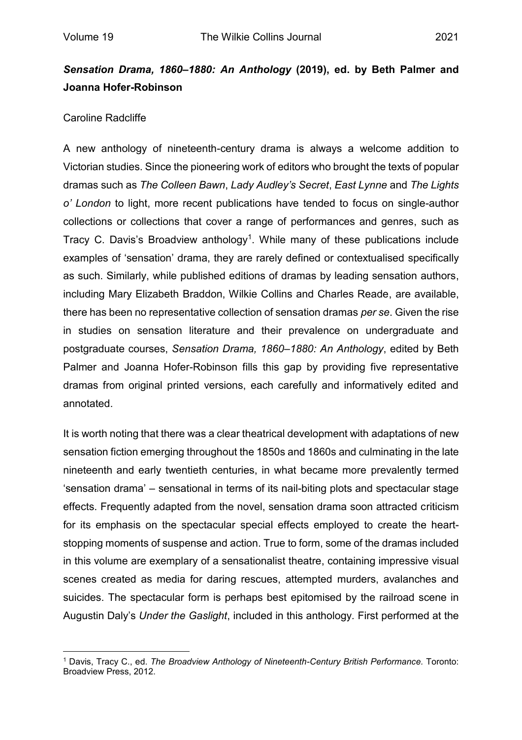## *Sensation Drama, 1860–1880: An Anthology* (2019), ed. by Beth Palmer and Joanna Hofer-Robinson

Caroline Radcliffe

A new anthology of nineteenth-century drama is always a welcome addition to Victorian studies. Since the pioneering work of editors who brought the texts of popular dramas such as *The Colleen Bawn*, *Lady Audley's Secret*, *East Lynne* and *The Lights o' London* to light, more recent publications have tended to focus on single-author collections or collections that cover a range of performances and genres, such as Tracy C. Davis's Broadview anthology[1]. While many of these publications include examples of 'sensation' drama, they are rarely defined or contextualised specifically as such. Similarly, while published editions of dramas by leading sensation authors, including Mary Elizabeth Braddon, Wilkie Collins and Charles Reade, are available, there has been no representative collection of sensation dramas *per se*. Given the rise in studies on sensation literature and their prevalence on undergraduate and postgraduate courses, *Sensation Drama, 1860–1880: An Anthology*, edited by Beth Palmer and Joanna Hofer-Robinson fills this gap by providing five representative dramas from original printed versions, each carefully and informatively edited and annotated.

It is worth noting that there was a clear theatrical development with adaptations of new sensation fiction emerging throughout the 1850s and 1860s and culminating in the late nineteenth and early twentieth centuries, in what became more prevalently termed 'sensation drama' – sensational in terms of its nail-biting plots and spectacular stage effects. Frequently adapted from the novel, sensation drama soon attracted criticism for its emphasis on the spectacular special effects employed to create the heart-stopping moments of suspense and action. True to form, some of the dramas included in this volume are exemplary of a sensationalist theatre, containing impressive visual scenes created as media for daring rescues, attempted murders, avalanches and suicides. The spectacular form is perhaps best epitomised by the railroad scene in Augustin Daly's *Under the Gaslight*, included in this anthology. First performed at the

[1] Davis, Tracy C., ed. *The Broadview Anthology of Nineteenth-Century British Performance*. Toronto: Broadview Press, 2012.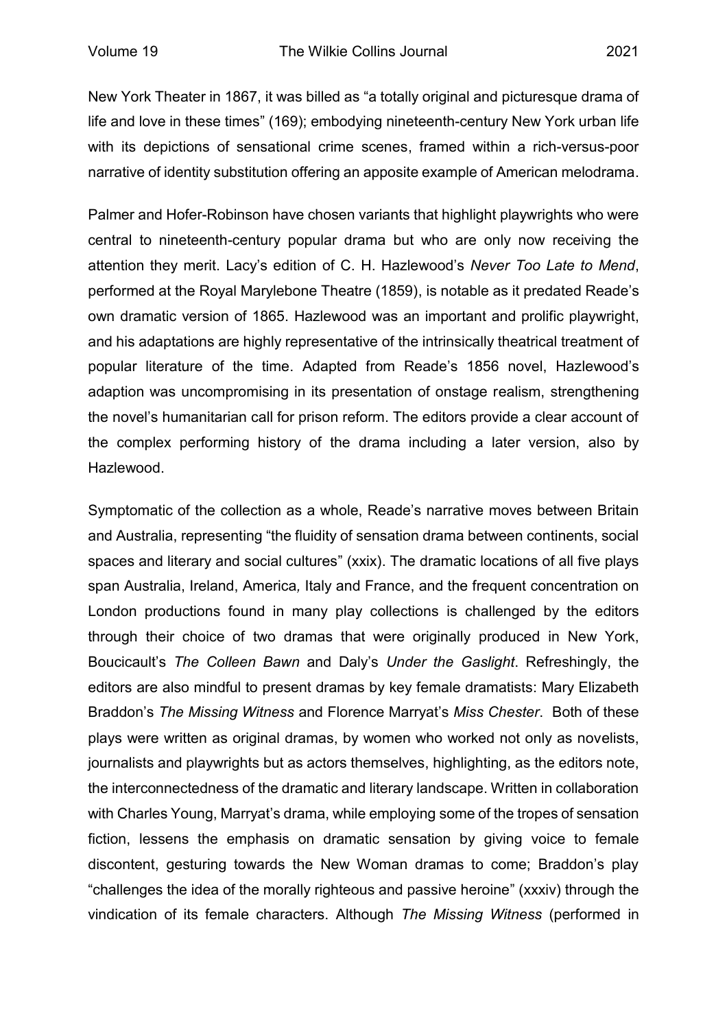New York Theater in 1867, it was billed as "a totally original and picturesque drama of life and love in these times" (169); embodying nineteenth-century New York urban life with its depictions of sensational crime scenes, framed within a rich-versus-poor narrative of identity substitution offering an apposite example of American melodrama.

Palmer and Hofer-Robinson have chosen variants that highlight playwrights who were central to nineteenth-century popular drama but who are only now receiving the attention they merit. Lacy's edition of C. H. Hazlewood's *Never Too Late to Mend*, performed at the Royal Marylebone Theatre (1859), is notable as it predated Reade's own dramatic version of 1865. Hazlewood was an important and prolific playwright, and his adaptations are highly representative of the intrinsically theatrical treatment of popular literature of the time. Adapted from Reade's 1856 novel, Hazlewood's adaption was uncompromising in its presentation of onstage realism, strengthening the novel's humanitarian call for prison reform. The editors provide a clear account of the complex performing history of the drama including a later version, also by Hazlewood.

Symptomatic of the collection as a whole, Reade's narrative moves between Britain and Australia, representing "the fluidity of sensation drama between continents, social spaces and literary and social cultures" (xxix). The dramatic locations of all five plays span Australia, Ireland, America, Italy and France, and the frequent concentration on London productions found in many play collections is challenged by the editors through their choice of two dramas that were originally produced in New York, Boucicault's *The Colleen Bawn* and Daly's *Under the Gaslight*. Refreshingly, the editors are also mindful to present dramas by key female dramatists: Mary Elizabeth Braddon's *The Missing Witness* and Florence Marryat's *Miss Chester*. Both of these plays were written as original dramas, by women who worked not only as novelists, journalists and playwrights but as actors themselves, highlighting, as the editors note, the interconnectedness of the dramatic and literary landscape. Written in collaboration with Charles Young, Marryat's drama, while employing some of the tropes of sensation fiction, lessens the emphasis on dramatic sensation by giving voice to female discontent, gesturing towards the New Woman dramas to come; Braddon's play "challenges the idea of the morally righteous and passive heroine" (xxxiv) through the vindication of its female characters. Although *The Missing Witness* (performed in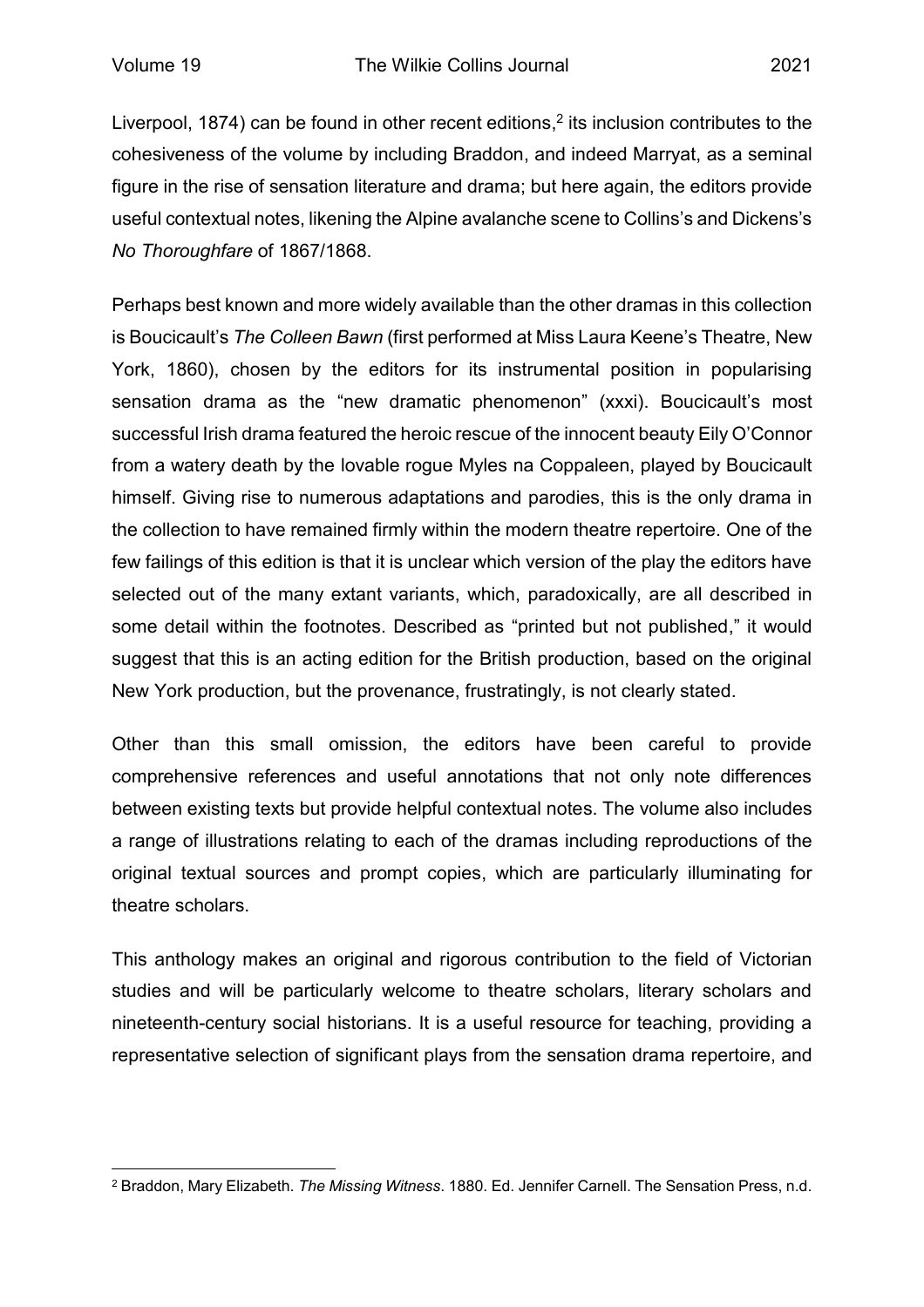Liverpool, 1874) can be found in other recent editions,[2] its inclusion contributes to the cohesiveness of the volume by including Braddon, and indeed Marryat, as a seminal figure in the rise of sensation literature and drama; but here again, the editors provide useful contextual notes, likening the Alpine avalanche scene to Collins's and Dickens's *No Thoroughfare* of 1867/1868.

Perhaps best known and more widely available than the other dramas in this collection is Boucicault's *The Colleen Bawn* (first performed at Miss Laura Keene's Theatre, New York, 1860), chosen by the editors for its instrumental position in popularising sensation drama as the "new dramatic phenomenon" (xxxi). Boucicault's most successful Irish drama featured the heroic rescue of the innocent beauty Eily O'Connor from a watery death by the lovable rogue Myles na Coppaleen, played by Boucicault himself. Giving rise to numerous adaptations and parodies, this is the only drama in the collection to have remained firmly within the modern theatre repertoire. One of the few failings of this edition is that it is unclear which version of the play the editors have selected out of the many extant variants, which, paradoxically, are all described in some detail within the footnotes. Described as "printed but not published," it would suggest that this is an acting edition for the British production, based on the original New York production, but the provenance, frustratingly, is not clearly stated.

Other than this small omission, the editors have been careful to provide comprehensive references and useful annotations that not only note differences between existing texts but provide helpful contextual notes. The volume also includes a range of illustrations relating to each of the dramas including reproductions of the original textual sources and prompt copies, which are particularly illuminating for theatre scholars.

This anthology makes an original and rigorous contribution to the field of Victorian studies and will be particularly welcome to theatre scholars, literary scholars and nineteenth-century social historians. It is a useful resource for teaching, providing a representative selection of significant plays from the sensation drama repertoire, and

[2] Braddon, Mary Elizabeth. *The Missing Witness*. 1880. Ed. Jennifer Carnell. The Sensation Press, n.d.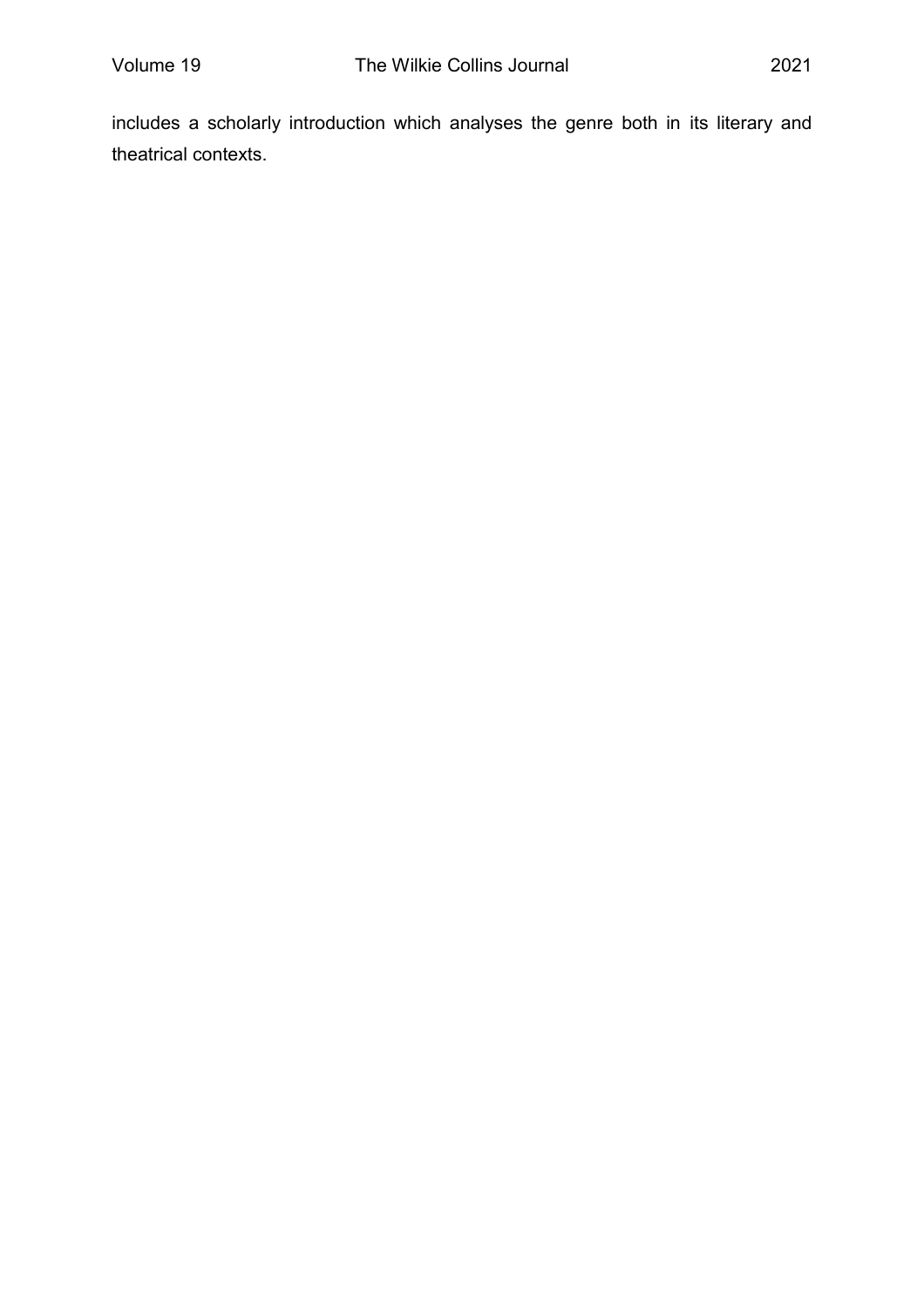includes a scholarly introduction which analyses the genre both in its literary and theatrical contexts.